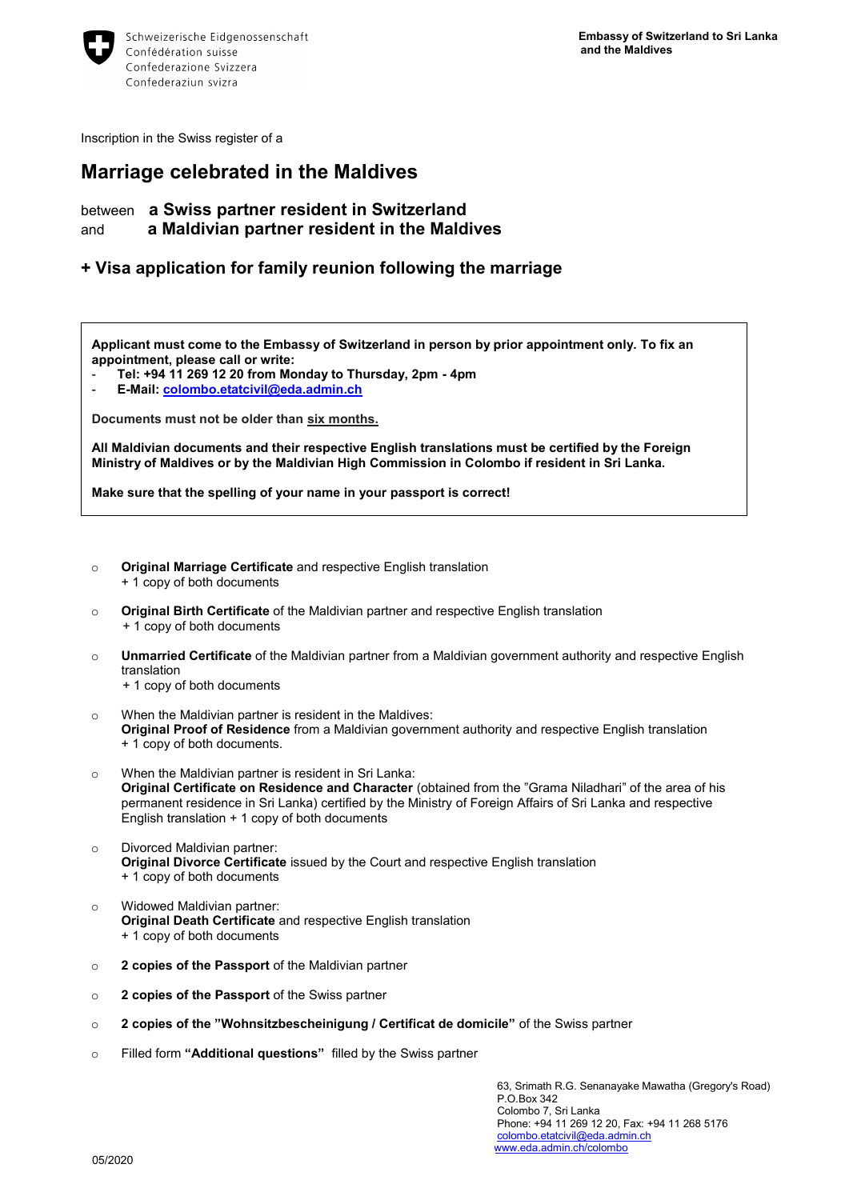Schweizerische Eidgenossenschaft
Confédération suisse
Confederazione Svizzera
Confederaziun svizra

**Embassy of Switzerland to Sri Lanka and the Maldives**

Inscription in the Swiss register of a

# Marriage celebrated in the Maldives

between **a Swiss partner resident in Switzerland**
and **a Maldivian partner resident in the Maldives**

## + Visa application for family reunion following the marriage

**Applicant must come to the Embassy of Switzerland in person by prior appointment only. To fix an appointment, please call or write:**

- **Tel: +94 11 269 12 20 from Monday to Thursday, 2pm - 4pm**
- **E-Mail: colombo.etatcivil@eda.admin.ch**

**Documents must not be older than six months.**

**All Maldivian documents and their respective English translations must be certified by the Foreign Ministry of Maldives or by the Maldivian High Commission in Colombo if resident in Sri Lanka.**

**Make sure that the spelling of your name in your passport is correct!**

- **Original Marriage Certificate** and respective English translation
  + 1 copy of both documents
- **Original Birth Certificate** of the Maldivian partner and respective English translation
  + 1 copy of both documents
- **Unmarried Certificate** of the Maldivian partner from a Maldivian government authority and respective English translation
  + 1 copy of both documents
- When the Maldivian partner is resident in the Maldives:
  **Original Proof of Residence** from a Maldivian government authority and respective English translation
  + 1 copy of both documents.
- When the Maldivian partner is resident in Sri Lanka:
  **Original Certificate on Residence and Character** (obtained from the "Grama Niladhari" of the area of his permanent residence in Sri Lanka) certified by the Ministry of Foreign Affairs of Sri Lanka and respective English translation + 1 copy of both documents
- Divorced Maldivian partner:
  **Original Divorce Certificate** issued by the Court and respective English translation
  + 1 copy of both documents
- Widowed Maldivian partner:
  **Original Death Certificate** and respective English translation
  + 1 copy of both documents
- **2 copies of the Passport** of the Maldivian partner
- **2 copies of the Passport** of the Swiss partner
- **2 copies of the "Wohnsitzbescheinigung / Certificat de domicile"** of the Swiss partner
- Filled form **"Additional questions"** filled by the Swiss partner

63, Srimath R.G. Senanayake Mawatha (Gregory's Road)
P.O.Box 342
Colombo 7, Sri Lanka
Phone: +94 11 269 12 20, Fax: +94 11 268 5176
colombo.etatcivil@eda.admin.ch
www.eda.admin.ch/colombo

05/2020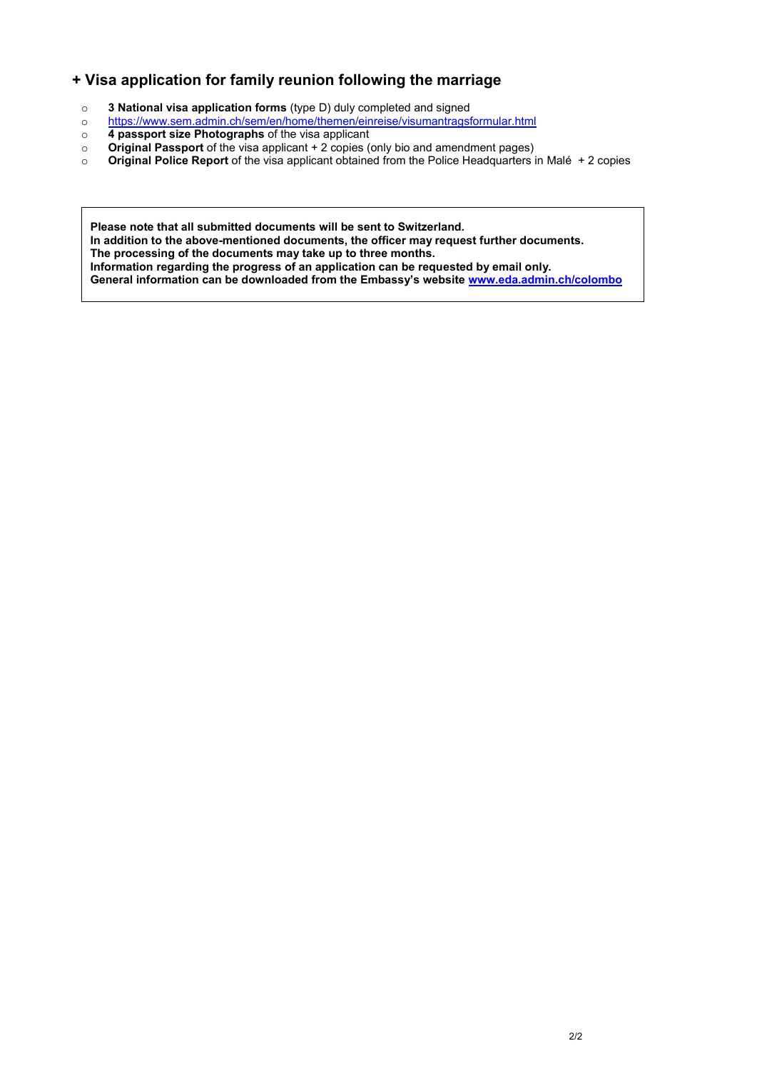## + Visa application for family reunion following the marriage

- **3 National visa application forms** (type D) duly completed and signed
- https://www.sem.admin.ch/sem/en/home/themen/einreise/visumantragsformular.html
- **4 passport size Photographs** of the visa applicant
- **Original Passport** of the visa applicant + 2 copies (only bio and amendment pages)
- **Original Police Report** of the visa applicant obtained from the Police Headquarters in Malé + 2 copies

**Please note that all submitted documents will be sent to Switzerland.**
**In addition to the above-mentioned documents, the officer may request further documents.**
**The processing of the documents may take up to three months.**
**Information regarding the progress of an application can be requested by email only.**
**General information can be downloaded from the Embassy's website www.eda.admin.ch/colombo**